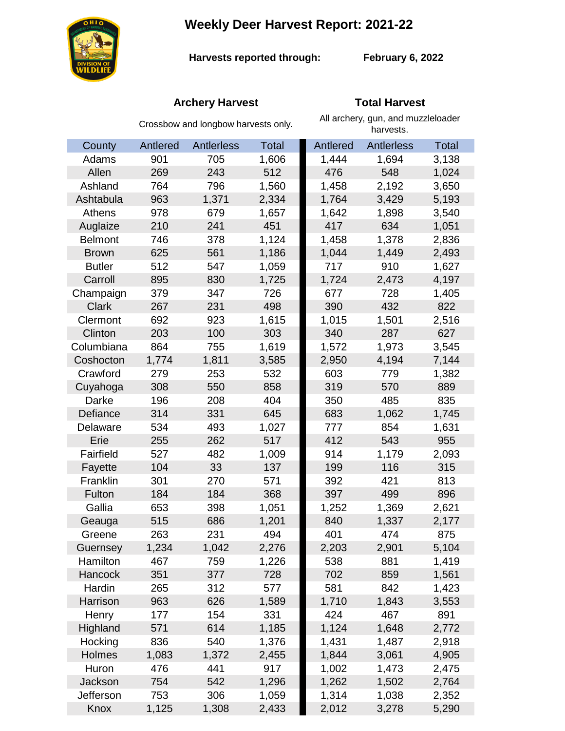# Weekly Deer Harvest Report: 2021-22

**Harvests reported through:** **February 6, 2022**

| County | Archery Harvest (Crossbow and longbow harvests only.) | | | Total Harvest (All archery, gun, and muzzleloader harvests.) | | |
|---|---|---|---|---|---|---|
| | Antlered | Antlerless | Total | Antlered | Antlerless | Total |
| Adams | 901 | 705 | 1,606 | 1,444 | 1,694 | 3,138 |
| Allen | 269 | 243 | 512 | 476 | 548 | 1,024 |
| Ashland | 764 | 796 | 1,560 | 1,458 | 2,192 | 3,650 |
| Ashtabula | 963 | 1,371 | 2,334 | 1,764 | 3,429 | 5,193 |
| Athens | 978 | 679 | 1,657 | 1,642 | 1,898 | 3,540 |
| Auglaize | 210 | 241 | 451 | 417 | 634 | 1,051 |
| Belmont | 746 | 378 | 1,124 | 1,458 | 1,378 | 2,836 |
| Brown | 625 | 561 | 1,186 | 1,044 | 1,449 | 2,493 |
| Butler | 512 | 547 | 1,059 | 717 | 910 | 1,627 |
| Carroll | 895 | 830 | 1,725 | 1,724 | 2,473 | 4,197 |
| Champaign | 379 | 347 | 726 | 677 | 728 | 1,405 |
| Clark | 267 | 231 | 498 | 390 | 432 | 822 |
| Clermont | 692 | 923 | 1,615 | 1,015 | 1,501 | 2,516 |
| Clinton | 203 | 100 | 303 | 340 | 287 | 627 |
| Columbiana | 864 | 755 | 1,619 | 1,572 | 1,973 | 3,545 |
| Coshocton | 1,774 | 1,811 | 3,585 | 2,950 | 4,194 | 7,144 |
| Crawford | 279 | 253 | 532 | 603 | 779 | 1,382 |
| Cuyahoga | 308 | 550 | 858 | 319 | 570 | 889 |
| Darke | 196 | 208 | 404 | 350 | 485 | 835 |
| Defiance | 314 | 331 | 645 | 683 | 1,062 | 1,745 |
| Delaware | 534 | 493 | 1,027 | 777 | 854 | 1,631 |
| Erie | 255 | 262 | 517 | 412 | 543 | 955 |
| Fairfield | 527 | 482 | 1,009 | 914 | 1,179 | 2,093 |
| Fayette | 104 | 33 | 137 | 199 | 116 | 315 |
| Franklin | 301 | 270 | 571 | 392 | 421 | 813 |
| Fulton | 184 | 184 | 368 | 397 | 499 | 896 |
| Gallia | 653 | 398 | 1,051 | 1,252 | 1,369 | 2,621 |
| Geauga | 515 | 686 | 1,201 | 840 | 1,337 | 2,177 |
| Greene | 263 | 231 | 494 | 401 | 474 | 875 |
| Guernsey | 1,234 | 1,042 | 2,276 | 2,203 | 2,901 | 5,104 |
| Hamilton | 467 | 759 | 1,226 | 538 | 881 | 1,419 |
| Hancock | 351 | 377 | 728 | 702 | 859 | 1,561 |
| Hardin | 265 | 312 | 577 | 581 | 842 | 1,423 |
| Harrison | 963 | 626 | 1,589 | 1,710 | 1,843 | 3,553 |
| Henry | 177 | 154 | 331 | 424 | 467 | 891 |
| Highland | 571 | 614 | 1,185 | 1,124 | 1,648 | 2,772 |
| Hocking | 836 | 540 | 1,376 | 1,431 | 1,487 | 2,918 |
| Holmes | 1,083 | 1,372 | 2,455 | 1,844 | 3,061 | 4,905 |
| Huron | 476 | 441 | 917 | 1,002 | 1,473 | 2,475 |
| Jackson | 754 | 542 | 1,296 | 1,262 | 1,502 | 2,764 |
| Jefferson | 753 | 306 | 1,059 | 1,314 | 1,038 | 2,352 |
| Knox | 1,125 | 1,308 | 2,433 | 2,012 | 3,278 | 5,290 |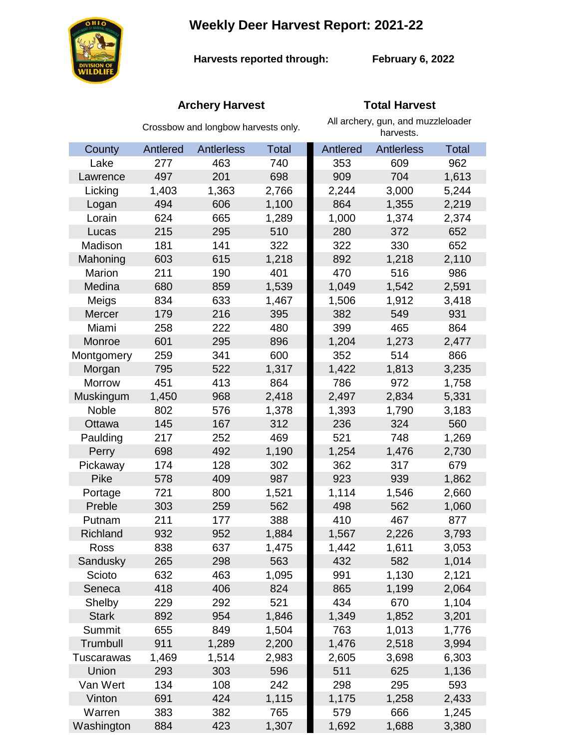# Weekly Deer Harvest Report: 2021-22

**Harvests reported through:** **February 6, 2022**

| County | Archery Harvest | | | Total Harvest | | |
|---|---|---|---|---|---|---|
| | Crossbow and longbow harvests only. | | | All archery, gun, and muzzleloader harvests. | | |
| | Antlered | Antlerless | Total | Antlered | Antlerless | Total |
| Lake | 277 | 463 | 740 | 353 | 609 | 962 |
| Lawrence | 497 | 201 | 698 | 909 | 704 | 1,613 |
| Licking | 1,403 | 1,363 | 2,766 | 2,244 | 3,000 | 5,244 |
| Logan | 494 | 606 | 1,100 | 864 | 1,355 | 2,219 |
| Lorain | 624 | 665 | 1,289 | 1,000 | 1,374 | 2,374 |
| Lucas | 215 | 295 | 510 | 280 | 372 | 652 |
| Madison | 181 | 141 | 322 | 322 | 330 | 652 |
| Mahoning | 603 | 615 | 1,218 | 892 | 1,218 | 2,110 |
| Marion | 211 | 190 | 401 | 470 | 516 | 986 |
| Medina | 680 | 859 | 1,539 | 1,049 | 1,542 | 2,591 |
| Meigs | 834 | 633 | 1,467 | 1,506 | 1,912 | 3,418 |
| Mercer | 179 | 216 | 395 | 382 | 549 | 931 |
| Miami | 258 | 222 | 480 | 399 | 465 | 864 |
| Monroe | 601 | 295 | 896 | 1,204 | 1,273 | 2,477 |
| Montgomery | 259 | 341 | 600 | 352 | 514 | 866 |
| Morgan | 795 | 522 | 1,317 | 1,422 | 1,813 | 3,235 |
| Morrow | 451 | 413 | 864 | 786 | 972 | 1,758 |
| Muskingum | 1,450 | 968 | 2,418 | 2,497 | 2,834 | 5,331 |
| Noble | 802 | 576 | 1,378 | 1,393 | 1,790 | 3,183 |
| Ottawa | 145 | 167 | 312 | 236 | 324 | 560 |
| Paulding | 217 | 252 | 469 | 521 | 748 | 1,269 |
| Perry | 698 | 492 | 1,190 | 1,254 | 1,476 | 2,730 |
| Pickaway | 174 | 128 | 302 | 362 | 317 | 679 |
| Pike | 578 | 409 | 987 | 923 | 939 | 1,862 |
| Portage | 721 | 800 | 1,521 | 1,114 | 1,546 | 2,660 |
| Preble | 303 | 259 | 562 | 498 | 562 | 1,060 |
| Putnam | 211 | 177 | 388 | 410 | 467 | 877 |
| Richland | 932 | 952 | 1,884 | 1,567 | 2,226 | 3,793 |
| Ross | 838 | 637 | 1,475 | 1,442 | 1,611 | 3,053 |
| Sandusky | 265 | 298 | 563 | 432 | 582 | 1,014 |
| Scioto | 632 | 463 | 1,095 | 991 | 1,130 | 2,121 |
| Seneca | 418 | 406 | 824 | 865 | 1,199 | 2,064 |
| Shelby | 229 | 292 | 521 | 434 | 670 | 1,104 |
| Stark | 892 | 954 | 1,846 | 1,349 | 1,852 | 3,201 |
| Summit | 655 | 849 | 1,504 | 763 | 1,013 | 1,776 |
| Trumbull | 911 | 1,289 | 2,200 | 1,476 | 2,518 | 3,994 |
| Tuscarawas | 1,469 | 1,514 | 2,983 | 2,605 | 3,698 | 6,303 |
| Union | 293 | 303 | 596 | 511 | 625 | 1,136 |
| Van Wert | 134 | 108 | 242 | 298 | 295 | 593 |
| Vinton | 691 | 424 | 1,115 | 1,175 | 1,258 | 2,433 |
| Warren | 383 | 382 | 765 | 579 | 666 | 1,245 |
| Washington | 884 | 423 | 1,307 | 1,692 | 1,688 | 3,380 |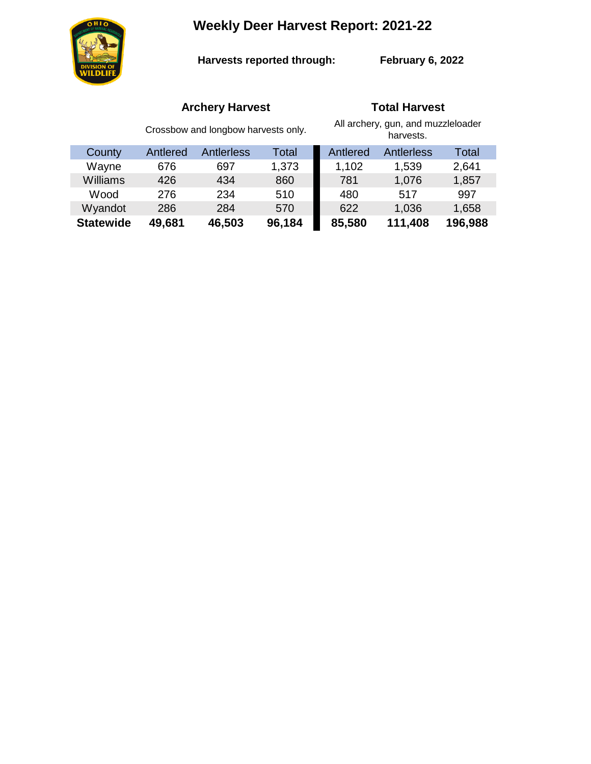# Weekly Deer Harvest Report: 2021-22

**Harvests reported through:** **February 6, 2022**

| | Archery Harvest<br>Crossbow and longbow harvests only. | | | Total Harvest<br>All archery, gun, and muzzleloader harvests. | | |
|---|---|---|---|---|---|---|
| County | Antlered | Antlerless | Total | Antlered | Antlerless | Total |
| Wayne | 676 | 697 | 1,373 | 1,102 | 1,539 | 2,641 |
| Williams | 426 | 434 | 860 | 781 | 1,076 | 1,857 |
| Wood | 276 | 234 | 510 | 480 | 517 | 997 |
| Wyandot | 286 | 284 | 570 | 622 | 1,036 | 1,658 |
| **Statewide** | **49,681** | **46,503** | **96,184** | **85,580** | **111,408** | **196,988** |